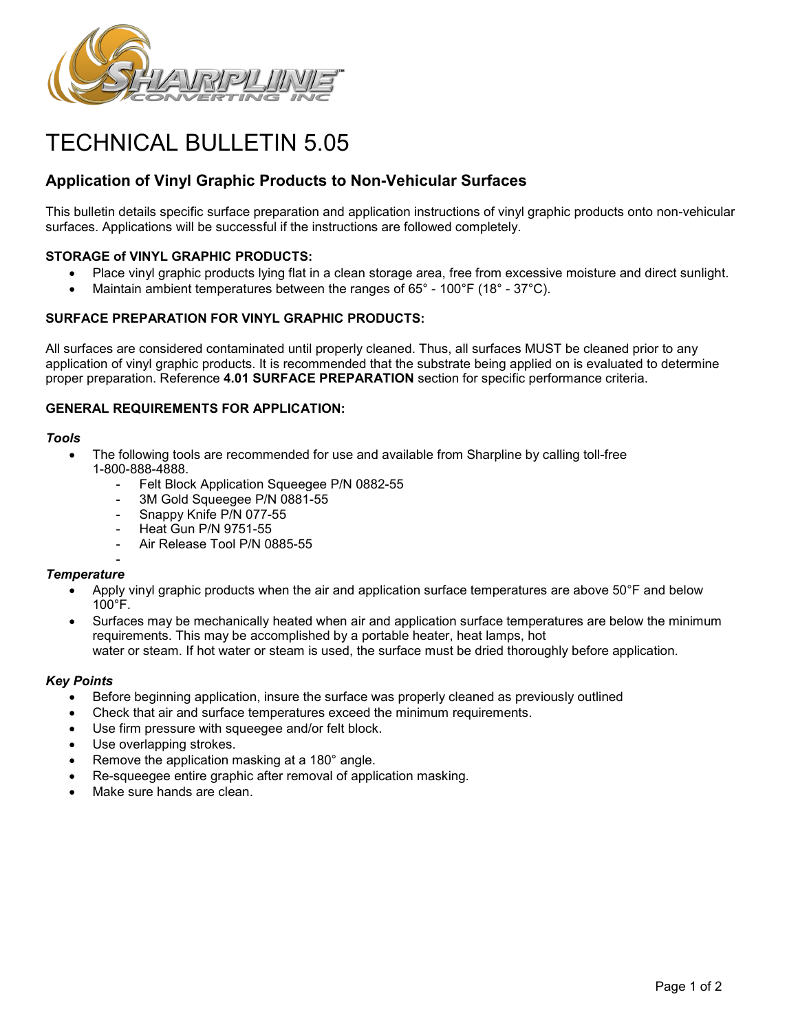# TECHNICAL BULLETIN 5.05

## Application of Vinyl Graphic Products to Non-Vehicular Surfaces

This bulletin details specific surface preparation and application instructions of vinyl graphic products onto non-vehicular surfaces. Applications will be successful if the instructions are followed completely.

**STORAGE of VINYL GRAPHIC PRODUCTS:**

- Place vinyl graphic products lying flat in a clean storage area, free from excessive moisture and direct sunlight.
- Maintain ambient temperatures between the ranges of 65° - 100°F (18° - 37°C).

**SURFACE PREPARATION FOR VINYL GRAPHIC PRODUCTS:**

All surfaces are considered contaminated until properly cleaned. Thus, all surfaces MUST be cleaned prior to any application of vinyl graphic products. It is recommended that the substrate being applied on is evaluated to determine proper preparation. Reference **4.01 SURFACE PREPARATION** section for specific performance criteria.

**GENERAL REQUIREMENTS FOR APPLICATION:**

***Tools***

- The following tools are recommended for use and available from Sharpline by calling toll-free 1-800-888-4888.
  - Felt Block Application Squeegee P/N 0882-55
  - 3M Gold Squeegee P/N 0881-55
  - Snappy Knife P/N 077-55
  - Heat Gun P/N 9751-55
  - Air Release Tool P/N 0885-55

***Temperature***

- Apply vinyl graphic products when the air and application surface temperatures are above 50°F and below 100°F.
- Surfaces may be mechanically heated when air and application surface temperatures are below the minimum requirements. This may be accomplished by a portable heater, heat lamps, hot water or steam. If hot water or steam is used, the surface must be dried thoroughly before application.

***Key Points***

- Before beginning application, insure the surface was properly cleaned as previously outlined
- Check that air and surface temperatures exceed the minimum requirements.
- Use firm pressure with squeegee and/or felt block.
- Use overlapping strokes.
- Remove the application masking at a 180° angle.
- Re-squeegee entire graphic after removal of application masking.
- Make sure hands are clean.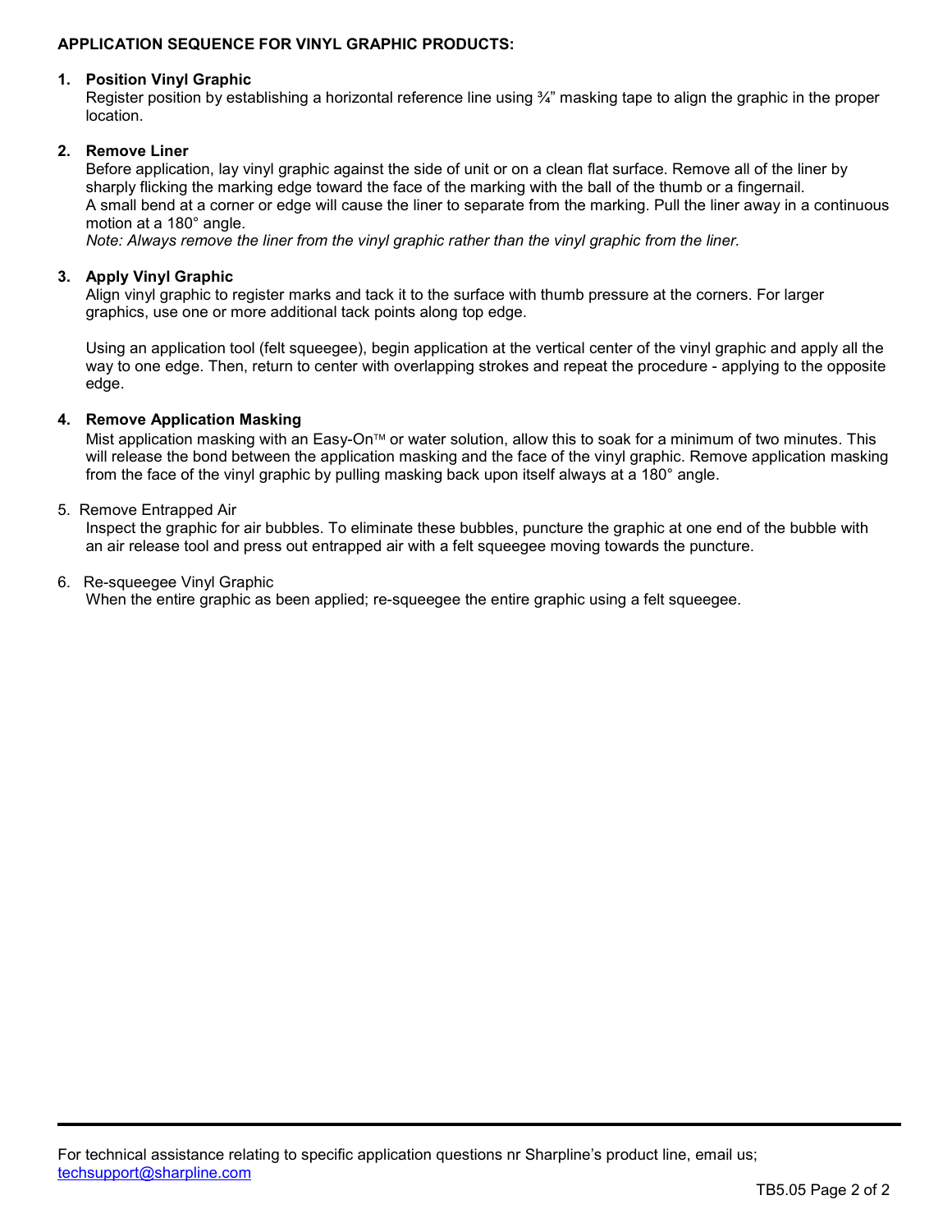**APPLICATION SEQUENCE FOR VINYL GRAPHIC PRODUCTS:**

1. **Position Vinyl Graphic**
   Register position by establishing a horizontal reference line using ¾" masking tape to align the graphic in the proper location.

2. **Remove Liner**
   Before application, lay vinyl graphic against the side of unit or on a clean flat surface. Remove all of the liner by sharply flicking the marking edge toward the face of the marking with the ball of the thumb or a fingernail.
   A small bend at a corner or edge will cause the liner to separate from the marking. Pull the liner away in a continuous motion at a 180° angle.
   *Note: Always remove the liner from the vinyl graphic rather than the vinyl graphic from the liner.*

3. **Apply Vinyl Graphic**
   Align vinyl graphic to register marks and tack it to the surface with thumb pressure at the corners. For larger graphics, use one or more additional tack points along top edge.

   Using an application tool (felt squeegee), begin application at the vertical center of the vinyl graphic and apply all the way to one edge. Then, return to center with overlapping strokes and repeat the procedure - applying to the opposite edge.

4. **Remove Application Masking**
   Mist application masking with an Easy-On™ or water solution, allow this to soak for a minimum of two minutes. This will release the bond between the application masking and the face of the vinyl graphic. Remove application masking from the face of the vinyl graphic by pulling masking back upon itself always at a 180° angle.

5. Remove Entrapped Air
   Inspect the graphic for air bubbles. To eliminate these bubbles, puncture the graphic at one end of the bubble with an air release tool and press out entrapped air with a felt squeegee moving towards the puncture.

6. Re-squeegee Vinyl Graphic
   When the entire graphic as been applied; re-squeegee the entire graphic using a felt squeegee.

---

For technical assistance relating to specific application questions nr Sharpline's product line, email us; techsupport@sharpline.com

TB5.05